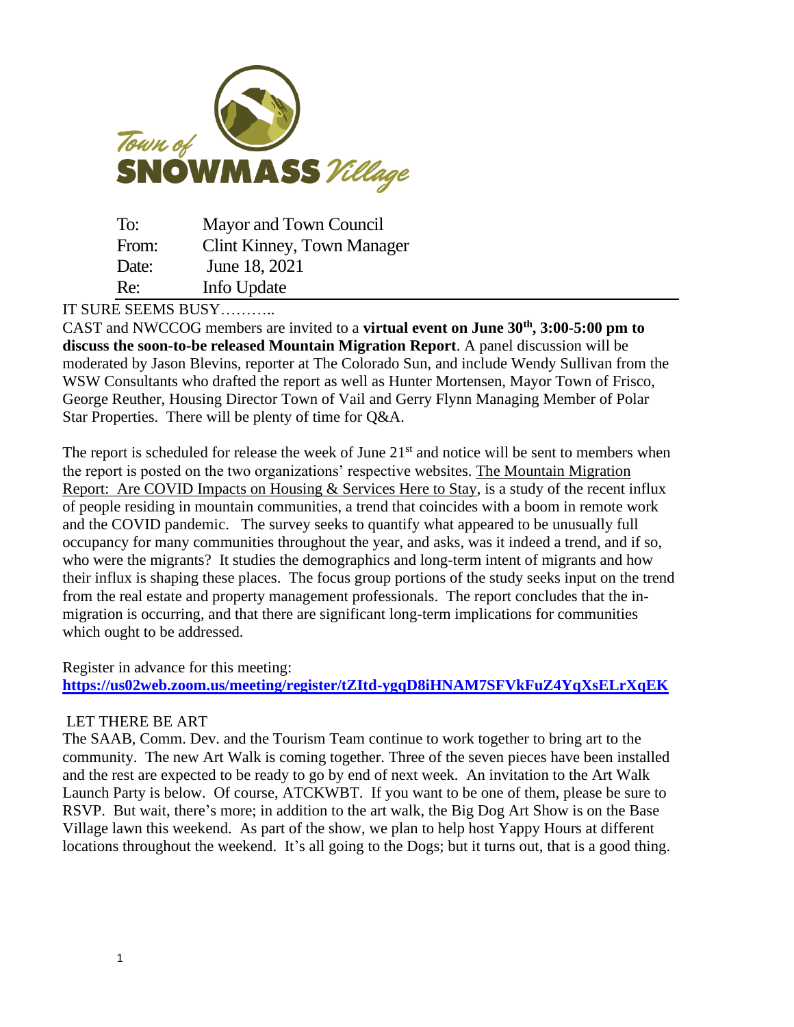Town of SNOWMASS Village

| | |
|---|---|
| To: | Mayor and Town Council |
| From: | Clint Kinney, Town Manager |
| Date: | June 18, 2021 |
| Re: | Info Update |

IT SURE SEEMS BUSY………..

CAST and NWCCOG members are invited to a **virtual event on June 30th, 3:00-5:00 pm to discuss the soon-to-be released Mountain Migration Report**. A panel discussion will be moderated by Jason Blevins, reporter at The Colorado Sun, and include Wendy Sullivan from the WSW Consultants who drafted the report as well as Hunter Mortensen, Mayor Town of Frisco, George Reuther, Housing Director Town of Vail and Gerry Flynn Managing Member of Polar Star Properties. There will be plenty of time for Q&A.

The report is scheduled for release the week of June 21st and notice will be sent to members when the report is posted on the two organizations' respective websites. The Mountain Migration Report: Are COVID Impacts on Housing & Services Here to Stay, is a study of the recent influx of people residing in mountain communities, a trend that coincides with a boom in remote work and the COVID pandemic. The survey seeks to quantify what appeared to be unusually full occupancy for many communities throughout the year, and asks, was it indeed a trend, and if so, who were the migrants? It studies the demographics and long-term intent of migrants and how their influx is shaping these places. The focus group portions of the study seeks input on the trend from the real estate and property management professionals. The report concludes that the in-migration is occurring, and that there are significant long-term implications for communities which ought to be addressed.

Register in advance for this meeting:
**https://us02web.zoom.us/meeting/register/tZItd-ygqD8iHNAM7SFVkFuZ4YqXsELrXqEK**

LET THERE BE ART

The SAAB, Comm. Dev. and the Tourism Team continue to work together to bring art to the community. The new Art Walk is coming together. Three of the seven pieces have been installed and the rest are expected to be ready to go by end of next week. An invitation to the Art Walk Launch Party is below. Of course, ATCKWBT. If you want to be one of them, please be sure to RSVP. But wait, there's more; in addition to the art walk, the Big Dog Art Show is on the Base Village lawn this weekend. As part of the show, we plan to help host Yappy Hours at different locations throughout the weekend. It's all going to the Dogs; but it turns out, that is a good thing.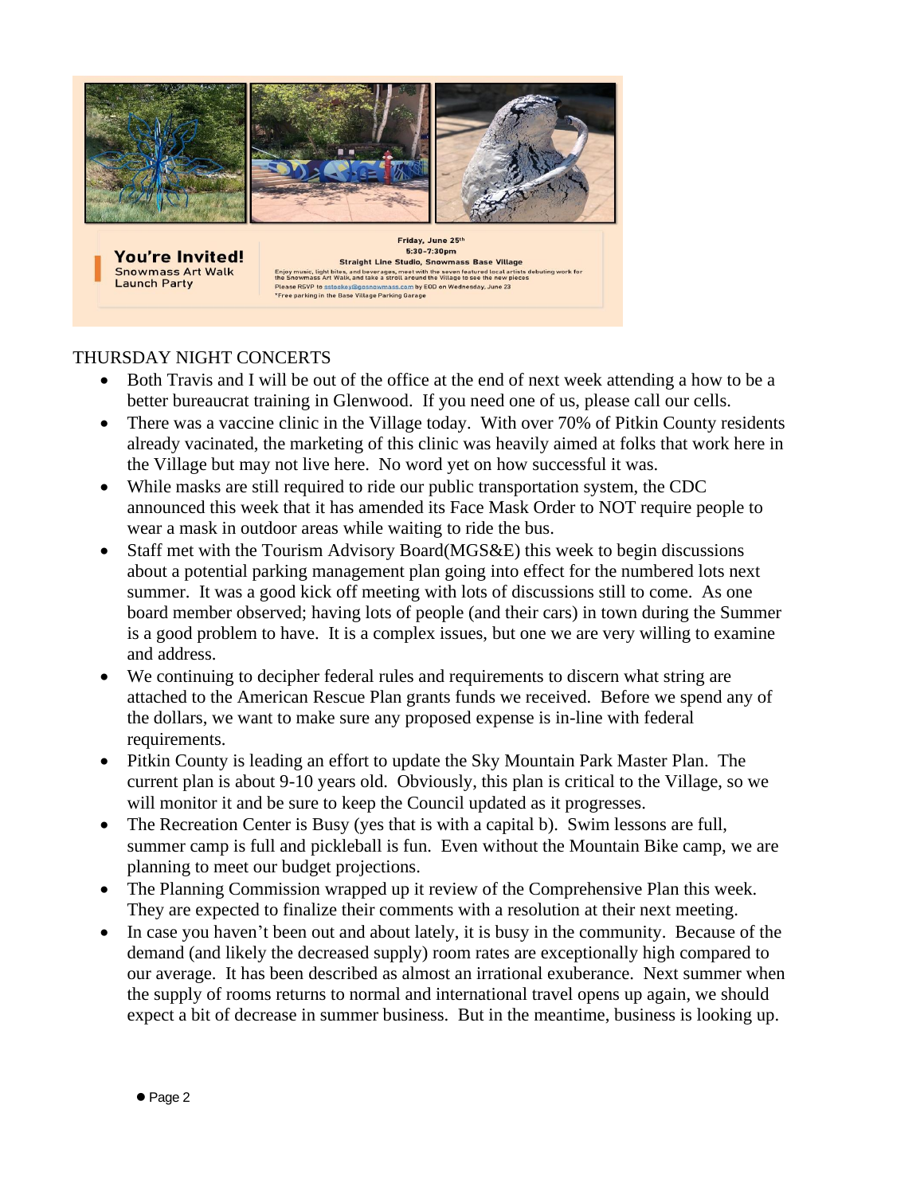You're Invited!
Snowmass Art Walk
Launch Party

Friday, June 25th
5:30-7:30pm
Straight Line Studio, Snowmass Base Village
Enjoy music, light bites, and beverages, meet with the seven featured local artists debuting work for the Snowmass Art Walk, and take a stroll around the Village to see the new pieces
Please RSVP to sstookey@gosnowmass.com by EOD on Wednesday, June 23
*Free parking in the Base Village Parking Garage

THURSDAY NIGHT CONCERTS

- Both Travis and I will be out of the office at the end of next week attending a how to be a better bureaucrat training in Glenwood. If you need one of us, please call our cells.
- There was a vaccine clinic in the Village today. With over 70% of Pitkin County residents already vacinated, the marketing of this clinic was heavily aimed at folks that work here in the Village but may not live here. No word yet on how successful it was.
- While masks are still required to ride our public transportation system, the CDC announced this week that it has amended its Face Mask Order to NOT require people to wear a mask in outdoor areas while waiting to ride the bus.
- Staff met with the Tourism Advisory Board(MGS&E) this week to begin discussions about a potential parking management plan going into effect for the numbered lots next summer. It was a good kick off meeting with lots of discussions still to come. As one board member observed; having lots of people (and their cars) in town during the Summer is a good problem to have. It is a complex issues, but one we are very willing to examine and address.
- We continuing to decipher federal rules and requirements to discern what string are attached to the American Rescue Plan grants funds we received. Before we spend any of the dollars, we want to make sure any proposed expense is in-line with federal requirements.
- Pitkin County is leading an effort to update the Sky Mountain Park Master Plan. The current plan is about 9-10 years old. Obviously, this plan is critical to the Village, so we will monitor it and be sure to keep the Council updated as it progresses.
- The Recreation Center is Busy (yes that is with a capital b). Swim lessons are full, summer camp is full and pickleball is fun. Even without the Mountain Bike camp, we are planning to meet our budget projections.
- The Planning Commission wrapped up it review of the Comprehensive Plan this week. They are expected to finalize their comments with a resolution at their next meeting.
- In case you haven't been out and about lately, it is busy in the community. Because of the demand (and likely the decreased supply) room rates are exceptionally high compared to our average. It has been described as almost an irrational exuberance. Next summer when the supply of rooms returns to normal and international travel opens up again, we should expect a bit of decrease in summer business. But in the meantime, business is looking up.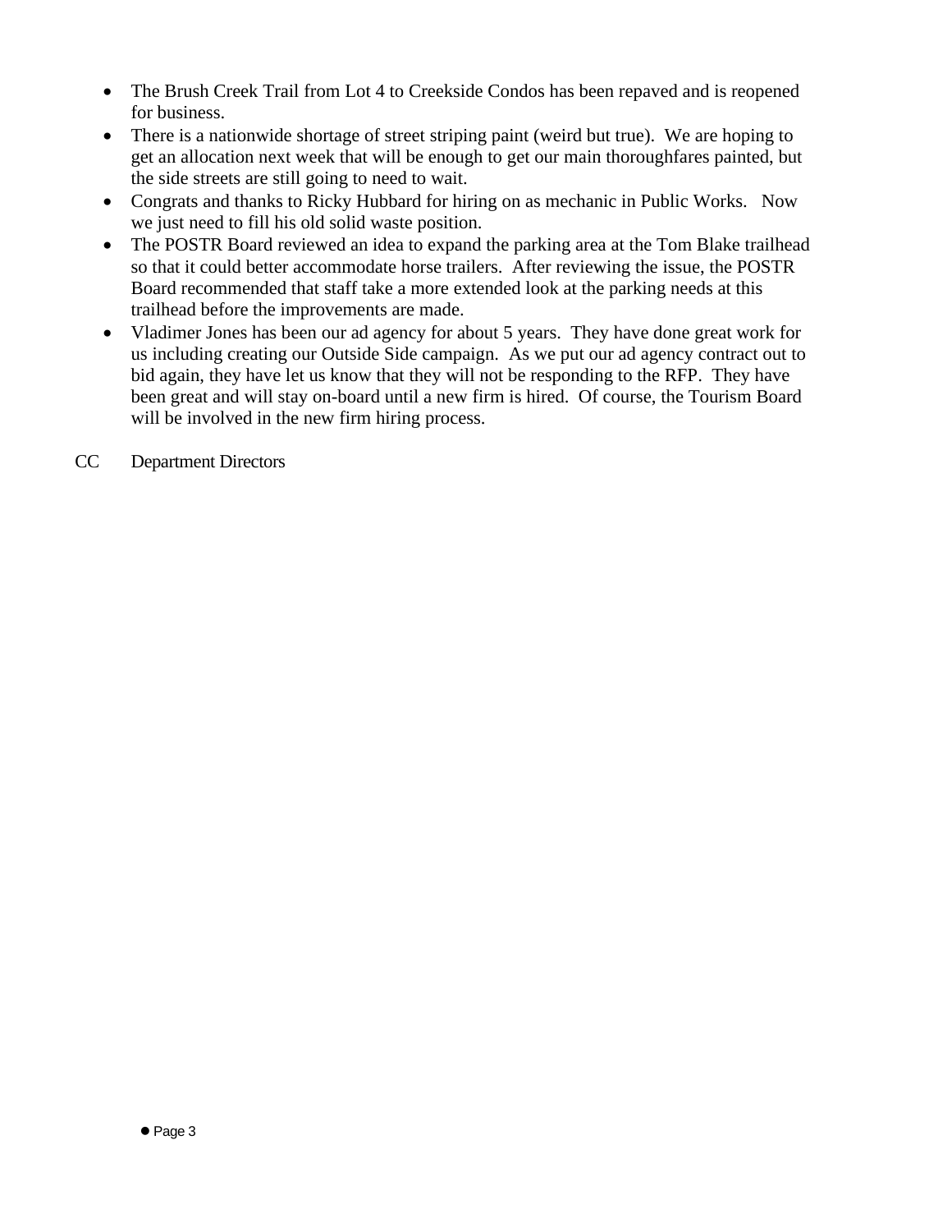- The Brush Creek Trail from Lot 4 to Creekside Condos has been repaved and is reopened for business.
- There is a nationwide shortage of street striping paint (weird but true). We are hoping to get an allocation next week that will be enough to get our main thoroughfares painted, but the side streets are still going to need to wait.
- Congrats and thanks to Ricky Hubbard for hiring on as mechanic in Public Works. Now we just need to fill his old solid waste position.
- The POSTR Board reviewed an idea to expand the parking area at the Tom Blake trailhead so that it could better accommodate horse trailers. After reviewing the issue, the POSTR Board recommended that staff take a more extended look at the parking needs at this trailhead before the improvements are made.
- Vladimer Jones has been our ad agency for about 5 years. They have done great work for us including creating our Outside Side campaign. As we put our ad agency contract out to bid again, they have let us know that they will not be responding to the RFP. They have been great and will stay on-board until a new firm is hired. Of course, the Tourism Board will be involved in the new firm hiring process.

CC Department Directors